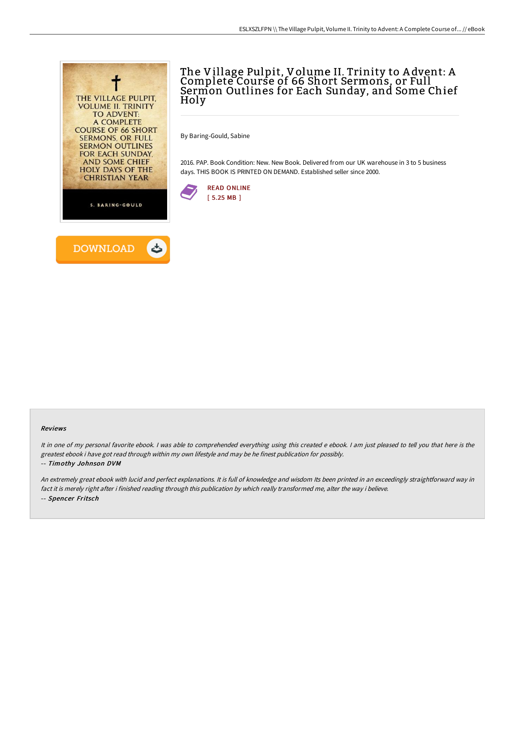# The Village Pulpit, Volume II. Trinity to Advent: A Complete Course of 66 Short Sermons, or Full Sermon Outlines for Each Sunday, and Some Chief Holy

By Baring-Gould, Sabine

2016. PAP. Book Condition: New. New Book. Delivered from our UK warehouse in 3 to 5 business days. THIS BOOK IS PRINTED ON DEMAND. Established seller since 2000.

READ ONLINE
[ 5.25 MB ]

DOWNLOAD

### Reviews

*It in one of my personal favorite ebook. I was able to comprehended everything using this created e ebook. I am just pleased to tell you that here is the greatest ebook i have got read through within my own lifestyle and may be he finest publication for possibly.*

-- ***Timothy Johnson DVM***

*An extremely great ebook with lucid and perfect explanations. It is full of knowledge and wisdom Its been printed in an exceedingly straightforward way in fact it is merely right after i finished reading through this publication by which really transformed me, alter the way i believe.*

-- ***Spencer Fritsch***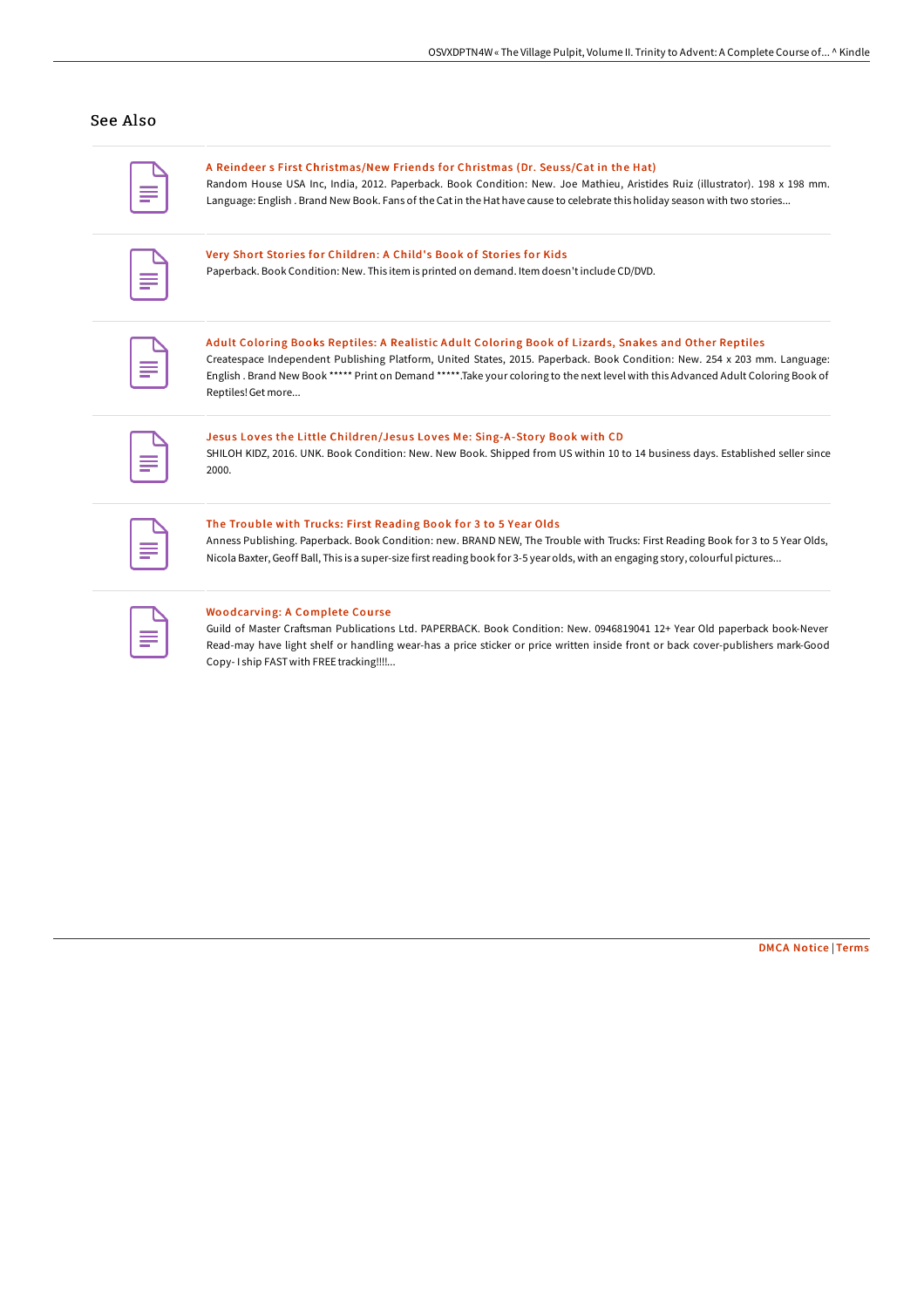## See Also

### A Reindeer s First Christmas/New Friends for Christmas (Dr. Seuss/Cat in the Hat)

Random House USA Inc, India, 2012. Paperback. Book Condition: New. Joe Mathieu, Aristides Ruiz (illustrator). 198 x 198 mm. Language: English . Brand New Book. Fans of the Cat in the Hat have cause to celebrate this holiday season with two stories...

### Very Short Stories for Children: A Child's Book of Stories for Kids

Paperback. Book Condition: New. This item is printed on demand. Item doesn't include CD/DVD.

### Adult Coloring Books Reptiles: A Realistic Adult Coloring Book of Lizards, Snakes and Other Reptiles

Createspace Independent Publishing Platform, United States, 2015. Paperback. Book Condition: New. 254 x 203 mm. Language: English . Brand New Book ***** Print on Demand *****.Take your coloring to the next level with this Advanced Adult Coloring Book of Reptiles! Get more...

### Jesus Loves the Little Children/Jesus Loves Me: Sing-A-Story Book with CD

SHILOH KIDZ, 2016. UNK. Book Condition: New. New Book. Shipped from US within 10 to 14 business days. Established seller since 2000.

### The Trouble with Trucks: First Reading Book for 3 to 5 Year Olds

Anness Publishing. Paperback. Book Condition: new. BRAND NEW, The Trouble with Trucks: First Reading Book for 3 to 5 Year Olds, Nicola Baxter, Geoff Ball, This is a super-size first reading book for 3-5 year olds, with an engaging story, colourful pictures...

### Woodcarving: A Complete Course

Guild of Master Craftsman Publications Ltd. PAPERBACK. Book Condition: New. 0946819041 12+ Year Old paperback book-Never Read-may have light shelf or handling wear-has a price sticker or price written inside front or back cover-publishers mark-Good Copy- I ship FAST with FREE tracking!!!!...

DMCA Notice | Terms